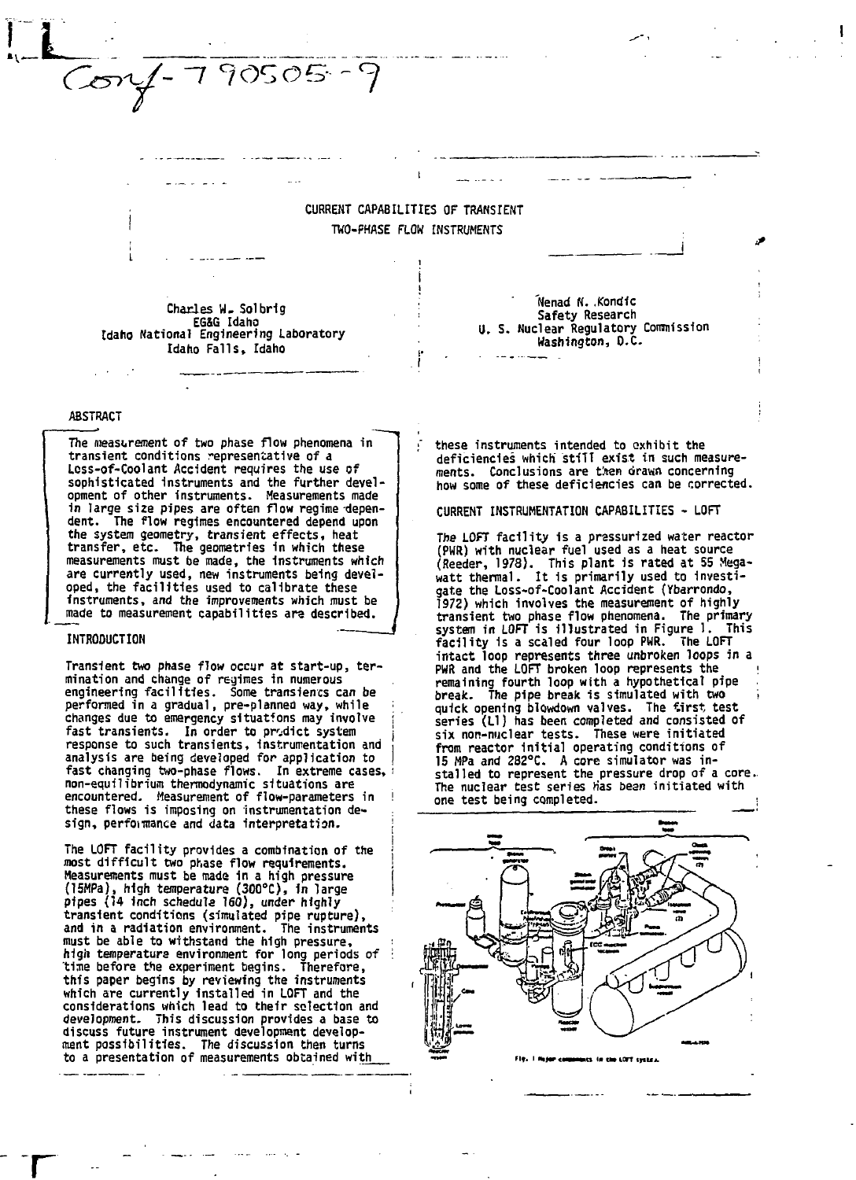Conf-790505--9

# CURRENT CAPABILITIES OF TRANSIENT TWO-PHASE FLOW INSTRUMENTS

Charles W. Solbrig
EG&G Idaho
Idaho National Engineering Laboratory
Idaho Falls, Idaho

Nenad N. Kondic
Safety Research
U. S. Nuclear Regulatory Commission
Washington, D.C.

## ABSTRACT

The measurement of two phase flow phenomena in transient conditions representative of a Loss-of-Coolant Accident requires the use of sophisticated instruments and the further development of other instruments. Measurements made in large size pipes are often flow regime dependent. The flow regimes encountered depend upon the system geometry, transient effects, heat transfer, etc. The geometries in which these measurements must be made, the instruments which are currently used, new instruments being developed, the facilities used to calibrate these instruments, and the improvements which must be made to measurement capabilities are described.

## INTRODUCTION

Transient two phase flow occur at start-up, termination and change of regimes in numerous engineering facilities. Some transients can be performed in a gradual, pre-planned way, while changes due to emergency situations may involve fast transients. In order to predict system response to such transients, instrumentation and analysis are being developed for application to fast changing two-phase flows. In extreme cases, non-equilibrium thermodynamic situations are encountered. Measurement of flow-parameters in these flows is imposing on instrumentation design, performance and data interpretation.

The LOFT facility provides a combination of the most difficult two phase flow requirements. Measurements must be made in a high pressure (15MPa), high temperature (300°C), in large pipes (14 inch schedule 160), under highly transient conditions (simulated pipe rupture), and in a radiation environment. The instruments must be able to withstand the high pressure, high temperature environment for long periods of time before the experiment begins. Therefore, this paper begins by reviewing the instruments which are currently installed in LOFT and the considerations which lead to their selection and development. This discussion provides a base to discuss future instrument development development possibilities. The discussion then turns to a presentation of measurements obtained with these instruments intended to exhibit the deficiencies which still exist in such measurements. Conclusions are then drawn concerning how some of these deficiencies can be corrected.

## CURRENT INSTRUMENTATION CAPABILITIES - LOFT

The LOFT facility is a pressurized water reactor (PWR) with nuclear fuel used as a heat source (Reeder, 1978). This plant is rated at 55 Megawatt thermal. It is primarily used to investigate the Loss-of-Coolant Accident (Ybarrondo, 1972) which involves the measurement of highly transient two phase flow phenomena. The primary system in LOFT is illustrated in Figure 1. This facility is a scaled four loop PWR. The LOFT intact loop represents three unbroken loops in a PWR and the LOFT broken loop represents the remaining fourth loop with a hypothetical pipe break. The pipe break is simulated with two quick opening blowdown valves. The first test series (L1) has been completed and consisted of six non-nuclear tests. These were initiated from reactor initial operating conditions of 15 MPa and 282°C. A core simulator was installed to represent the pressure drop of a core. The nuclear test series has been initiated with one test being completed.

Fig. 1 Major components in the LOFT system.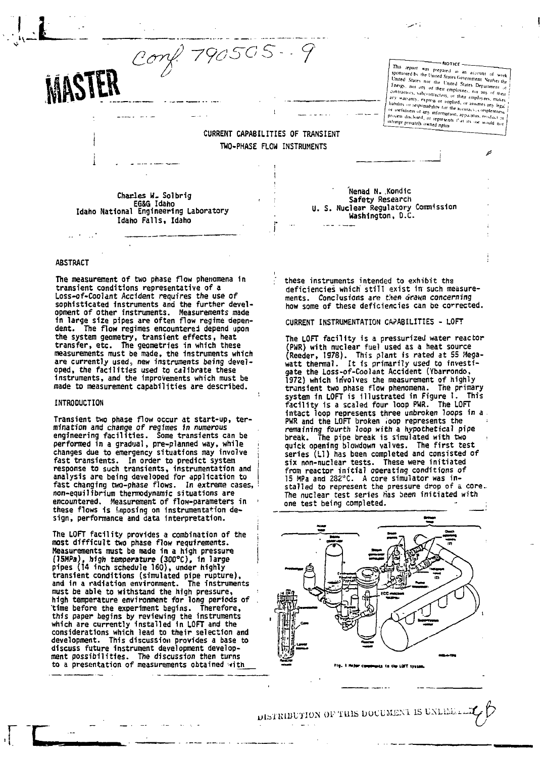Conf 790505--9

MASTER

NOTICE

This report was prepared as an account of work sponsored by the United States Government. Neither the United States nor the United States Department of Energy, nor any of their employees, nor any of their contractors, subcontractors, or their employees, makes any warranty, express or implied, or assumes any legal liability or responsibility for the accuracy, completeness or usefulness of any information, apparatus, product or process disclosed, or represents that its use would not infringe privately owned rights.

# CURRENT CAPABILITIES OF TRANSIENT TWO-PHASE FLOW INSTRUMENTS

Charles W. Solbrig
EG&G Idaho
Idaho National Engineering Laboratory
Idaho Falls, Idaho

Nenad N. Kondic
Safety Research
U. S. Nuclear Regulatory Commission
Washington, D.C.

## ABSTRACT

The measurement of two phase flow phenomena in transient conditions representative of a Loss-of-Coolant Accident requires the use of sophisticated instruments and the further development of other instruments. Measurements made in large size pipes are often flow regime dependent. The flow regimes encountered depend upon the system geometry, transient effects, heat transfer, etc. The geometries in which these measurements must be made, the instruments which are currently used, new instruments being developed, the facilities used to calibrate these instruments, and the improvements which must be made to measurement capabilities are described.

## INTRODUCTION

Transient two phase flow occur at start-up, termination and change of regimes in numerous engineering facilities. Some transients can be performed in a gradual, pre-planned way, while changes due to emergency situations may involve fast transients. In order to predict system response to such transients, instrumentation and analysis are being developed for application to fast changing two-phase flows. In extreme cases, non-equilibrium thermodynamic situations are encountered. Measurement of flow-parameters in these flows is imposing on instrumentation design, performance and data interpretation.

The LOFT facility provides a combination of the most difficult two phase flow requirements. Measurements must be made in a high pressure (15MPa), high temperature (300°C), in large pipes (14 inch schedule 160), under highly transient conditions (simulated pipe rupture), and in a radiation environment. The instruments must be able to withstand the high pressure, high temperature environment for long periods of time before the experiment begins. Therefore, this paper begins by reviewing the instruments which are currently installed in LOFT and the considerations which lead to their selection and development. This discussion provides a base to discuss future instrument development development possibilities. The discussion then turns to a presentation of measurements obtained with these instruments intended to exhibit the deficiencies which still exist in such measurements. Conclusions are then drawn concerning how some of these deficiencies can be corrected.

## CURRENT INSTRUMENTATION CAPABILITIES - LOFT

The LOFT facility is a pressurized water reactor (PWR) with nuclear fuel used as a heat source (Reeder, 1978). This plant is rated at 55 Megawatt thermal. It is primarily used to investigate the Loss-of-Coolant Accident (Ybarrondo, 1972) which involves the measurement of highly transient two phase flow phenomena. The primary system in LOFT is illustrated in Figure 1. This facility is a scaled four loop PWR. The LOFT intact loop represents three unbroken loops in a PWR and the LOFT broken loop represents the remaining fourth loop with a hypothetical pipe break. The pipe break is simulated with two quick opening blowdown valves. The first test series (L1) has been completed and consisted of six non-nuclear tests. These were initiated from reactor initial operating conditions of 15 MPa and 282°C. A core simulator was installed to represent the pressure drop of a core. The nuclear test series has been initiated with one test being completed.

Fig. 1 Major components in the LOFT system.

DISTRIBUTION OF THIS DOCUMENT IS UNLIMITED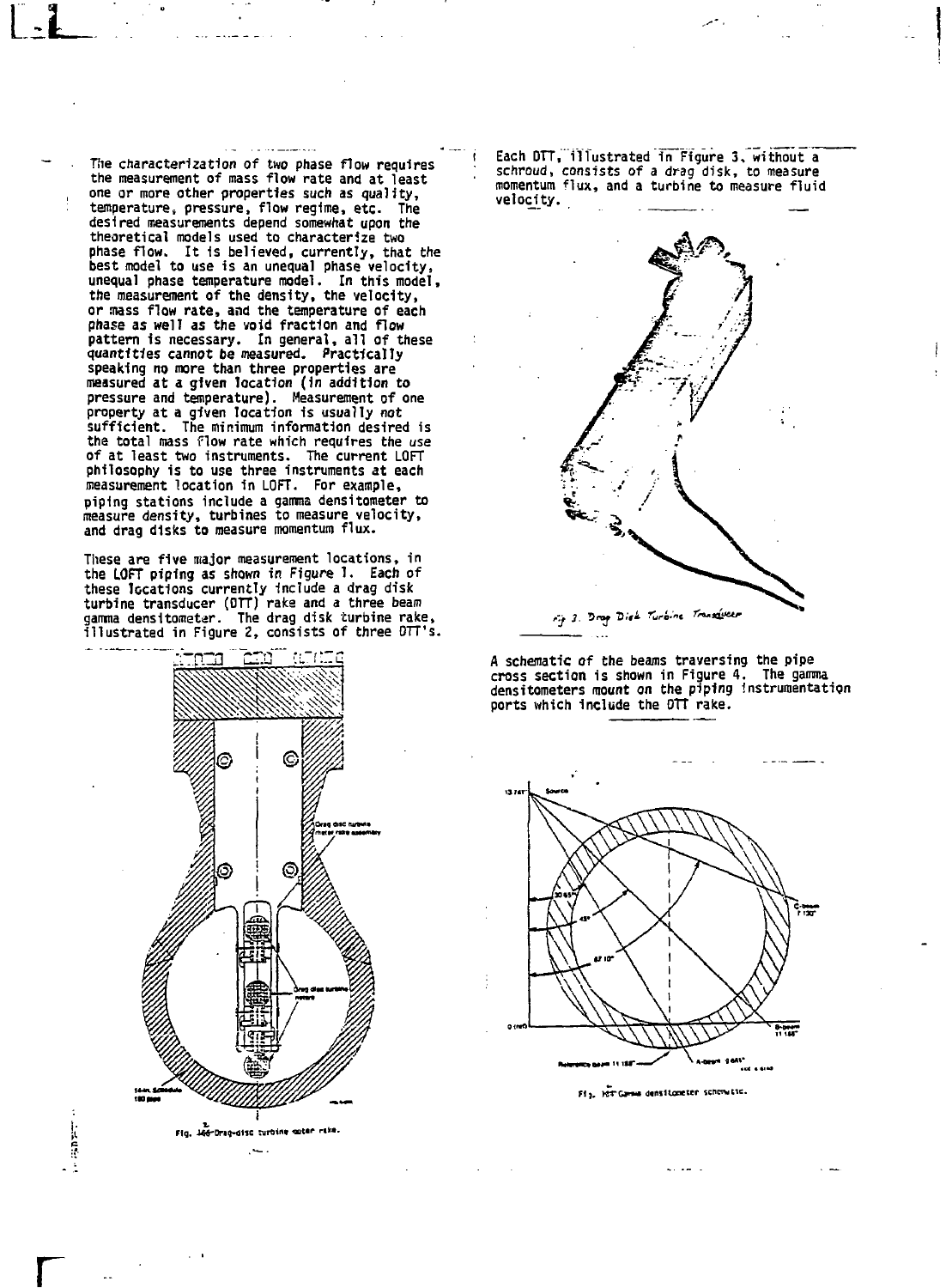The characterization of two phase flow requires the measurement of mass flow rate and at least one or more other properties such as quality, temperature, pressure, flow regime, etc. The desired measurements depend somewhat upon the theoretical models used to characterize two phase flow. It is believed, currently, that the best model to use is an unequal phase velocity, unequal phase temperature model. In this model, the measurement of the density, the velocity, or mass flow rate, and the temperature of each phase as well as the void fraction and flow pattern is necessary. In general, all of these quantities cannot be measured. Practically speaking no more than three properties are measured at a given location (in addition to pressure and temperature). Measurement of one property at a given location is usually not sufficient. The minimum information desired is the total mass flow rate which requires the use of at least two instruments. The current LOFT philosophy is to use three instruments at each measurement location in LOFT. For example, piping stations include a gamma densitometer to measure density, turbines to measure velocity, and drag disks to measure momentum flux.

These are five major measurement locations, in the LOFT piping as shown in Figure 1. Each of these locations currently include a drag disk turbine transducer (DTT) rake and a three beam gamma densitometer. The drag disk turbine rake, illustrated in Figure 2, consists of three DTT's.

Fig. 2 Drag-disc turbine meter rake.

Each DTT, illustrated in Figure 3, without a schroud, consists of a drag disk, to measure momentum flux, and a turbine to measure fluid velocity.

Fig 3. Drag Disk Turbine Transducer

A schematic of the beams traversing the pipe cross section is shown in Figure 4. The gamma densitometers mount on the piping instrumentation ports which include the DTT rake.

Fig. 4 Gamma densitometer schematic.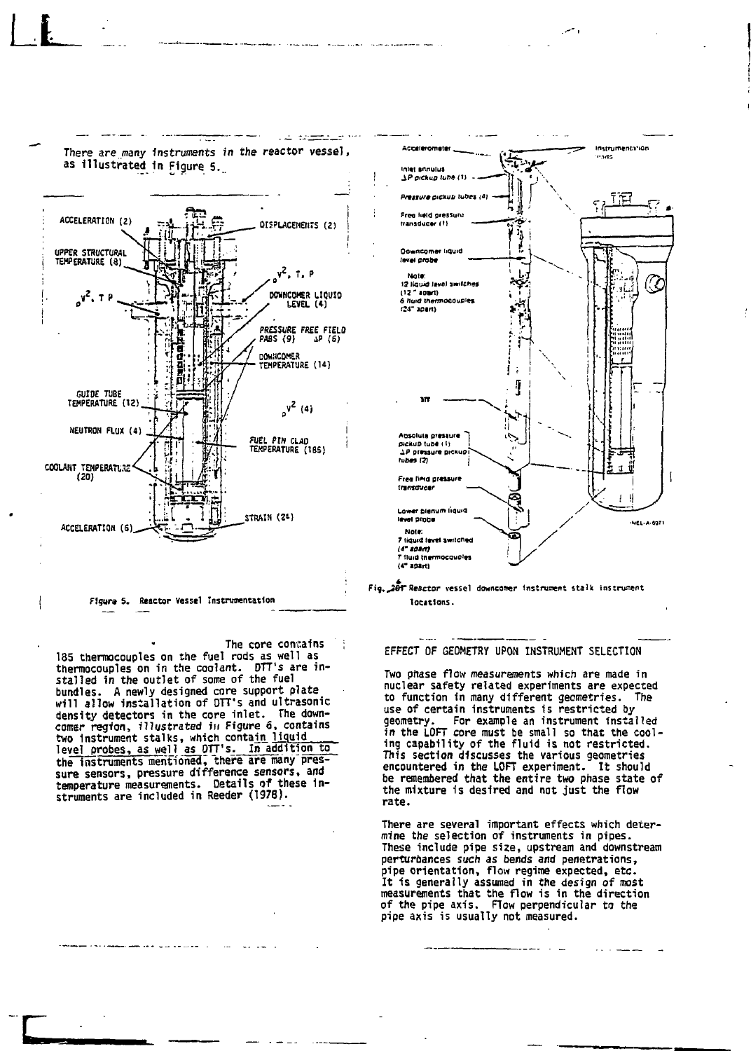There are many instruments in the reactor vessel, as illustrated in Figure 5.

Figure 5. Reactor Vessel Instrumentation

Fig. 6 Reactor vessel downcomer instrument stalk instrument locations.

The core contains 185 thermocouples on the fuel rods as well as thermocouples on in the coolant. DTT's are installed in the outlet of some of the fuel bundles. A newly designed core support plate will allow installation of DTT's and ultrasonic density detectors in the core inlet. The downcomer region, illustrated in Figure 6, contains two instrument stalks, which contain liquid level probes, as well as DTT's. In addition to the instruments mentioned, there are many pressure sensors, pressure difference sensors, and temperature measurements. Details of these instruments are included in Reeder (1978).

## EFFECT OF GEOMETRY UPON INSTRUMENT SELECTION

Two phase flow measurements which are made in nuclear safety related experiments are expected to function in many different geometries. The use of certain instruments is restricted by geometry. For example an instrument installed in the LOFT core must be small so that the cooling capability of the fluid is not restricted. This section discusses the various geometries encountered in the LOFT experiment. It should be remembered that the entire two phase state of the mixture is desired and not just the flow rate.

There are several important effects which determine the selection of instruments in pipes. These include pipe size, upstream and downstream perturbances such as bends and penetrations, pipe orientation, flow regime expected, etc. It is generally assumed in the design of most measurements that the flow is in the direction of the pipe axis. Flow perpendicular to the pipe axis is usually not measured.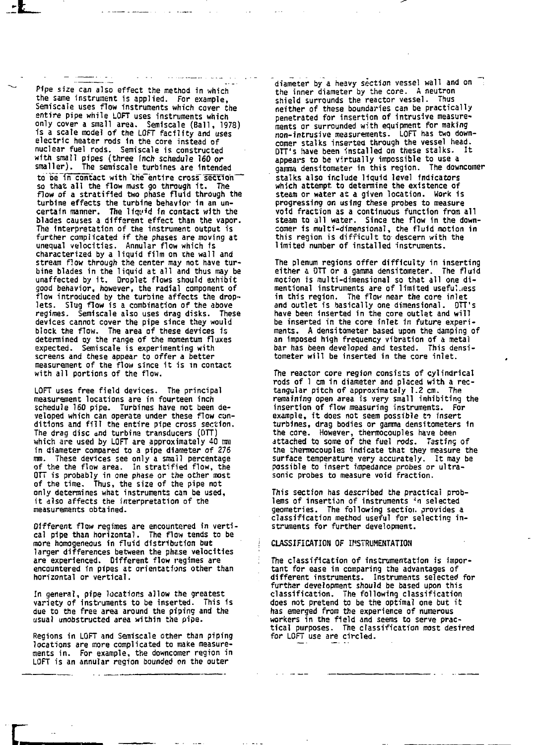Pipe size can also effect the method in which the same instrument is applied. For example, Semiscale uses flow instruments which cover the entire pipe while LOFT uses instruments which only cover a small area. Semiscale (Ball, 1978) is a scale model of the LOFT facility and uses electric heater rods in the core instead of nuclear fuel rods. Semiscale is constructed with small pipes (three inch schedule 160 or smaller). The semiscale turbines are intended to be in contact with the entire cross section so that all the flow must go through it. The flow of a stratified two phase fluid through the turbine effects the turbine behavior in an uncertain manner. The liquid in contact with the blades causes a different effect than the vapor. The interpretation of the instrument output is further complicated if the phases are moving at unequal velocities. Annular flow which is characterized by a liquid film on the wall and stream flow through the center may not have turbine blades in the liquid at all and thus may be unaffected by it. Droplet flows should exhibit good behavior, however, the radial component of flow introduced by the turbine affects the droplets. Slug flow is a combination of the above regimes. Semiscale also uses drag disks. These devices cannot cover the pipe since they would block the flow. The area of these devices is determined by the range of the momentum fluxes expected. Semiscale is experimenting with screens and these appear to offer a better measurement of the flow since it is in contact with all portions of the flow.

LOFT uses free field devices. The principal measurement locations are in fourteen inch schedule 160 pipe. Turbines have not been developed which can operate under these flow conditions and fill the entire pipe cross section. The drag disc and turbine transducers (DTT) which are used by LOFT are approximately 40 mm in diameter compared to a pipe diameter of 276 mm. These devices see only a small percentage of the the flow area. In stratified flow, the DTT is probably in one phase or the other most of the time. Thus, the size of the pipe not only determines what instruments can be used, it also affects the interpretation of the measurements obtained.

Different flow regimes are encountered in vertical pipe than horizontal. The flow tends to be more homogeneous in fluid distribution but larger differences between the phase velocities are experienced. Different flow regimes are encountered in pipes at orientations other than horizontal or vertical.

In general, pipe locations allow the greatest variety of instruments to be inserted. This is due to the free area around the piping and the usual unobstructed area within the pipe.

Regions in LOFT and Semiscale other than piping locations are more complicated to make measurements in. For example, the downcomer region in LOFT is an annular region bounded on the outer diameter by a heavy section vessel wall and on the inner diameter by the core. A neutron shield surrounds the reactor vessel. Thus neither of these boundaries can be practically penetrated for insertion of intrusive measurements or surrounded with equipment for making non-intrusive measurements. LOFT has two downcomer stalks inserted through the vessel head. DTT's have been installed on these stalks. It appears to be virtually impossible to use a gamma densitometer in this region. The downcomer stalks also include liquid level indicators which attempt to determine the existence of steam or water at a given location. Work is progressing on using these probes to measure void fraction as a continuous function from all steam to all water. Since the flow in the downcomer is multi-dimensional, the fluid motion in this region is difficult to descern with the limited number of installed instruments.

The plenum regions offer difficulty in inserting either a DTT or a gamma densitometer. The fluid motion is multi-dimensional so that all one dimensional instruments are of limited usefulness in this region. The flow near the core inlet and outlet is basically one dimensional. DTT's have been inserted in the core outlet and will be inserted in the core inlet in future experiments. A densitometer based upon the damping of an imposed high frequency vibration of a metal bar has been developed and tested. This densitometer will be inserted in the core inlet.

The reactor core region consists of cylindrical rods of 1 cm in diameter and placed with a rectangular pitch of approximately 1.2 cm. The remaining open area is very small inhibiting the insertion of flow measuring instruments. For example, it does not seem possible to insert turbines, drag bodies or gamma densitometers in the core. However, thermocouples have been attached to some of the fuel rods. Testing of the thermocouples indicate that they measure the surface temperature very accurately. It may be possible to insert impedance probes or ultrasonic probes to measure void fraction.

This section has described the practical problems of insertion of instruments in selected geometries. The following section provides a classification method useful for selecting instruments for further development.

## CLASSIFICATION OF INSTRUMENTATION

The classification of instrumentation is important for ease in comparing the advantages of different instruments. Instruments selected for further development should be based upon this classification. The following classification does not pretend to be the optimal one but it has emerged from the experience of numerous workers in the field and seems to serve practical purposes. The classification most desired for LOFT use are circled.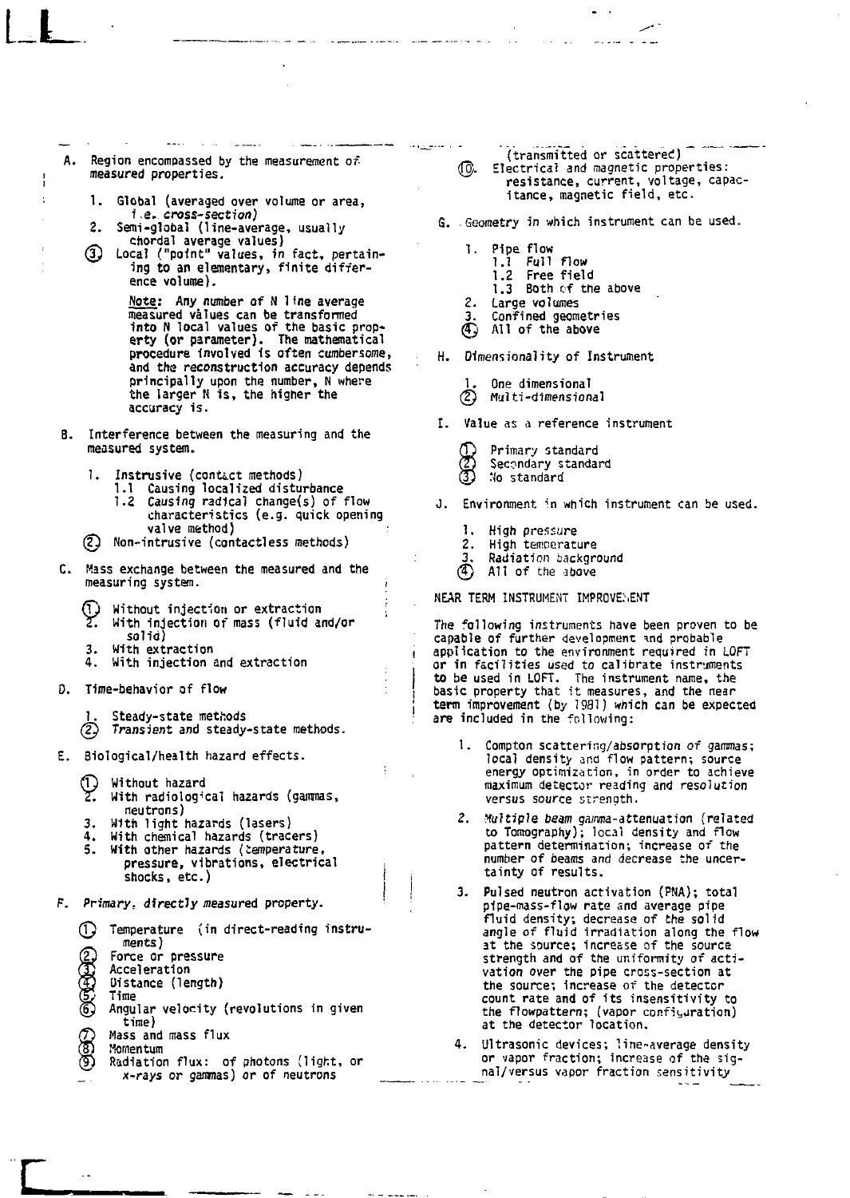A. Region encompassed by the measurement of measured properties.

1. Global (averaged over volume or area, *i.e. cross-section*)
2. Semi-global (line-average, usually chordal average values)
3. Local ("point" values, in fact, pertaining to an elementary, finite difference volume).

   Note: Any number of N line average measured values can be transformed into N local values of the basic property (or parameter). The mathematical procedure involved is often cumbersome, and the reconstruction accuracy depends principally upon the number, N where the larger N is, the higher the accuracy is.

B. Interference between the measuring and the measured system.

1. Instrusive (contact methods)
   - 1.1 Causing localized disturbance
   - 1.2 Causing radical change(s) of flow characteristics (e.g. quick opening valve method)
2. Non-intrusive (contactless methods)

C. Mass exchange between the measured and the measuring system.

1. Without injection or extraction
2. With injection of mass (fluid and/or solid)
3. With extraction
4. With injection and extraction

D. Time-behavior of flow

1. Steady-state methods
2. *Transient* and steady-state methods.

E. Biological/health hazard effects.

1. Without hazard
2. With radiological hazards (gammas, neutrons)
3. With light hazards (lasers)
4. With chemical hazards (tracers)
5. With other hazards (temperature, pressure, vibrations, electrical shocks, etc.)

F. *Primary, directly measured* property.

1. Temperature (in direct-reading instruments)
2. Force or pressure
3. Acceleration
4. Distance (length)
5. Time
6. Angular velocity (revolutions in given time)
7. Mass and mass flux
8. Momentum
9. Radiation flux: of photons (light, or *x-rays or gammas*) or of neutrons (transmitted or scattered)
10. Electrical and magnetic properties: resistance, current, voltage, capacitance, magnetic field, etc.

G. Geometry in which instrument can be used.

1. Pipe flow
   - 1.1 Full flow
   - 1.2 Free field
   - 1.3 Both of the above
2. Large volumes
3. Confined geometries
4. All of the above

H. Dimensionality of Instrument

1. One dimensional
2. Multi-dimensional

I. Value as a reference instrument

1. Primary standard
2. Secondary standard
3. No standard

J. Environment in which instrument can be used.

1. High pressure
2. High temperature
3. Radiation background
4. All of the above

## NEAR TERM INSTRUMENT IMPROVEMENT

The following instruments have been proven to be capable of further development and probable application to the environment required in LOFT or in facilities used to calibrate instruments to be used in LOFT. The instrument name, the basic property that it measures, and the near term improvement (by 1981) which can be expected are included in the following:

1. Compton scattering/absorption of gammas; local density and flow pattern; source energy optimization, in order to achieve maximum detector reading and resolution versus source strength.
2. *Multiple beam gamma*-attenuation (related to Tomography); local density and flow pattern determination; increase of the number of beams and decrease the uncertainty of results.
3. Pulsed neutron activation (PNA); total pipe-mass-flow rate and average pipe fluid density; decrease of the solid angle of fluid irradiation along the flow at the source; increase of the source strength and of the uniformity of activation over the pipe cross-section at the source; increase of the detector count rate and of its insensitivity to the flowpattern; (vapor configuration) at the detector location.
4. Ultrasonic devices; line-average density or vapor fraction; increase of the signal/versus vapor fraction sensitivity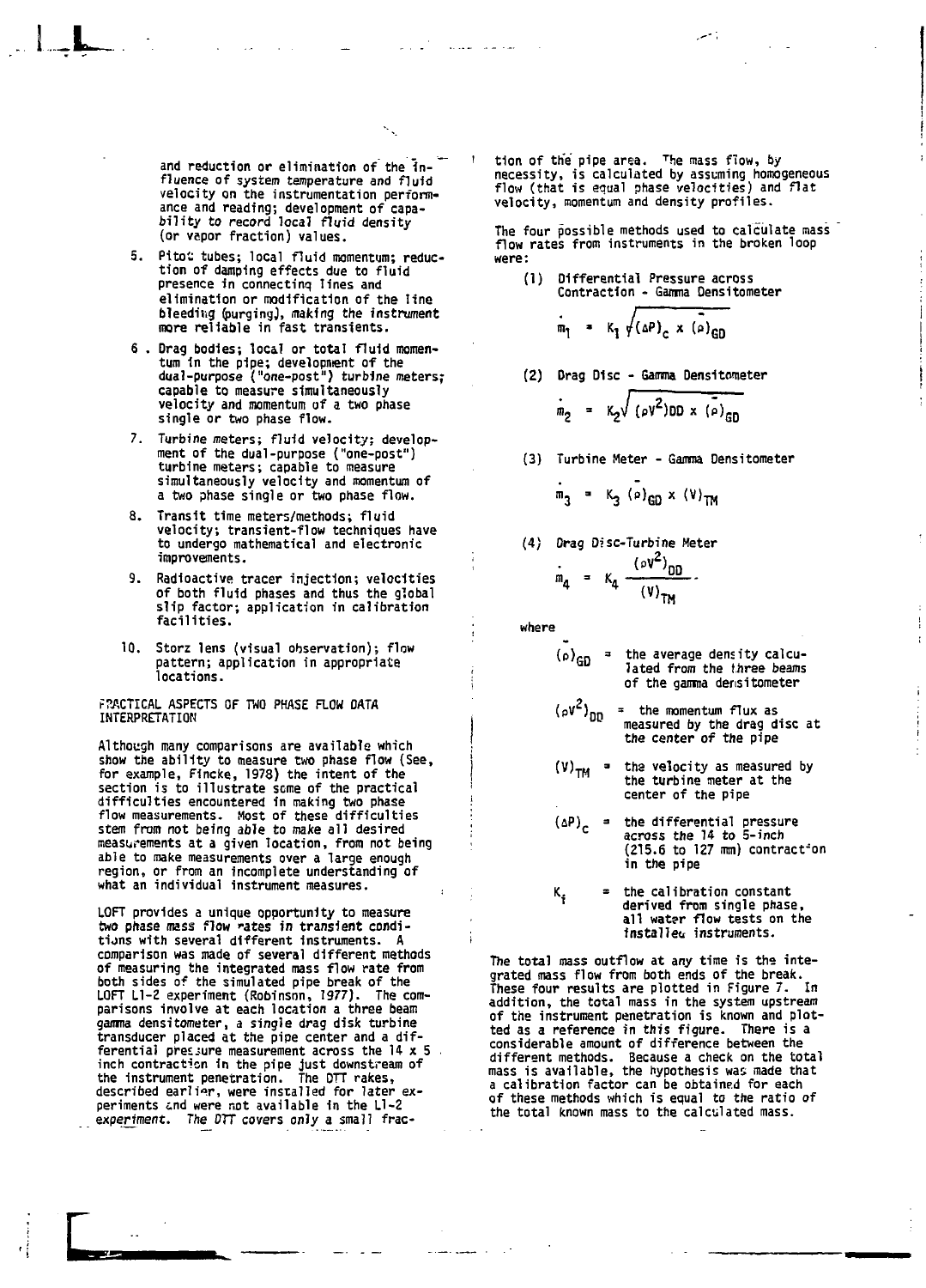and reduction or elimination of the influence of system temperature and fluid velocity on the instrumentation performance and reading; development of capability to record local fluid density (or vapor fraction) values.

5. Pitot tubes; local fluid momentum; reduction of damping effects due to fluid presence in connecting lines and elimination or modification of the line bleeding (purging), making the instrument more reliable in fast transients.

6. Drag bodies; local or total fluid momentum in the pipe; development of the dual-purpose ("one-post") turbine meters; capable to measure simultaneously velocity and momentum of a two phase single or two phase flow.

7. Turbine meters; fluid velocity; development of the dual-purpose ("one-post") turbine meters; capable to measure simultaneously velocity and momentum of a two phase single or two phase flow.

8. Transit time meters/methods; fluid velocity; transient-flow techniques have to undergo mathematical and electronic improvements.

9. Radioactive tracer injection; velocities of both fluid phases and thus the global slip factor; application in calibration facilities.

10. Storz lens (visual observation); flow pattern; application in appropriate locations.

## PRACTICAL ASPECTS OF TWO PHASE FLOW DATA INTERPRETATION

Although many comparisons are available which show the ability to measure two phase flow (See, for example, Fincke, 1978) the intent of the section is to illustrate some of the practical difficulties encountered in making two phase flow measurements. Most of these difficulties stem from not being able to make all desired measurements at a given location, from not being able to make measurements over a large enough region, or from an incomplete understanding of what an individual instrument measures.

LOFT provides a unique opportunity to measure two phase mass flow rates in transient conditions with several different instruments. A comparison was made of several different methods of measuring the integrated mass flow rate from both sides of the simulated pipe break of the LOFT L1-2 experiment (Robinson, 1977). The comparisons involve at each location a three beam gamma densitometer, a single drag disk turbine transducer placed at the pipe center and a differential pressure measurement across the 14 x 5 inch contraction in the pipe just downstream of the instrument penetration. The DTT rakes, described earlier, were installed for later experiments and were not available in the L1-2 experiment. The DTT covers only a small fraction of the pipe area. The mass flow, by necessity, is calculated by assuming homogeneous flow (that is equal phase velocities) and flat velocity, momentum and density profiles.

The four possible methods used to calculate mass flow rates from instruments in the broken loop were:

(1) Differential Pressure across Contraction - Gamma Densitometer

$$\dot{m}_1 = K_1 \sqrt{(\Delta P)_c \times (\bar{\rho})_{GD}}$$

(2) Drag Disc - Gamma Densitometer

$$\dot{m}_2 = K_2 \sqrt{(\rho V^2)_{DD} \times (\bar{\rho})_{GD}}$$

(3) Turbine Meter - Gamma Densitometer

$$\dot{m}_3 = K_3 \, (\bar{\rho})_{GD} \times (V)_{TM}$$

(4) Drag Disc-Turbine Meter

$$\dot{m}_4 = K_4 \frac{(\rho V^2)_{DD}}{(V)_{TM}}$$

where

$(\bar{\rho})_{GD}$ = the average density calculated from the three beams of the gamma densitometer

$(\rho V^2)_{DD}$ = the momentum flux as measured by the drag disc at the center of the pipe

$(V)_{TM}$ = the velocity as measured by the turbine meter at the center of the pipe

$(\Delta P)_c$ = the differential pressure across the 14 to 5-inch (215.6 to 127 mm) contraction in the pipe

$K_i$ = the calibration constant derived from single phase, all water flow tests on the installed instruments.

The total mass outflow at any time is the integrated mass flow from both ends of the break. These four results are plotted in Figure 7. In addition, the total mass in the system upstream of the instrument penetration is known and plotted as a reference in this figure. There is a considerable amount of difference between the different methods. Because a check on the total mass is available, the hypothesis was made that a calibration factor can be obtained for each of these methods which is equal to the ratio of the total known mass to the calculated mass.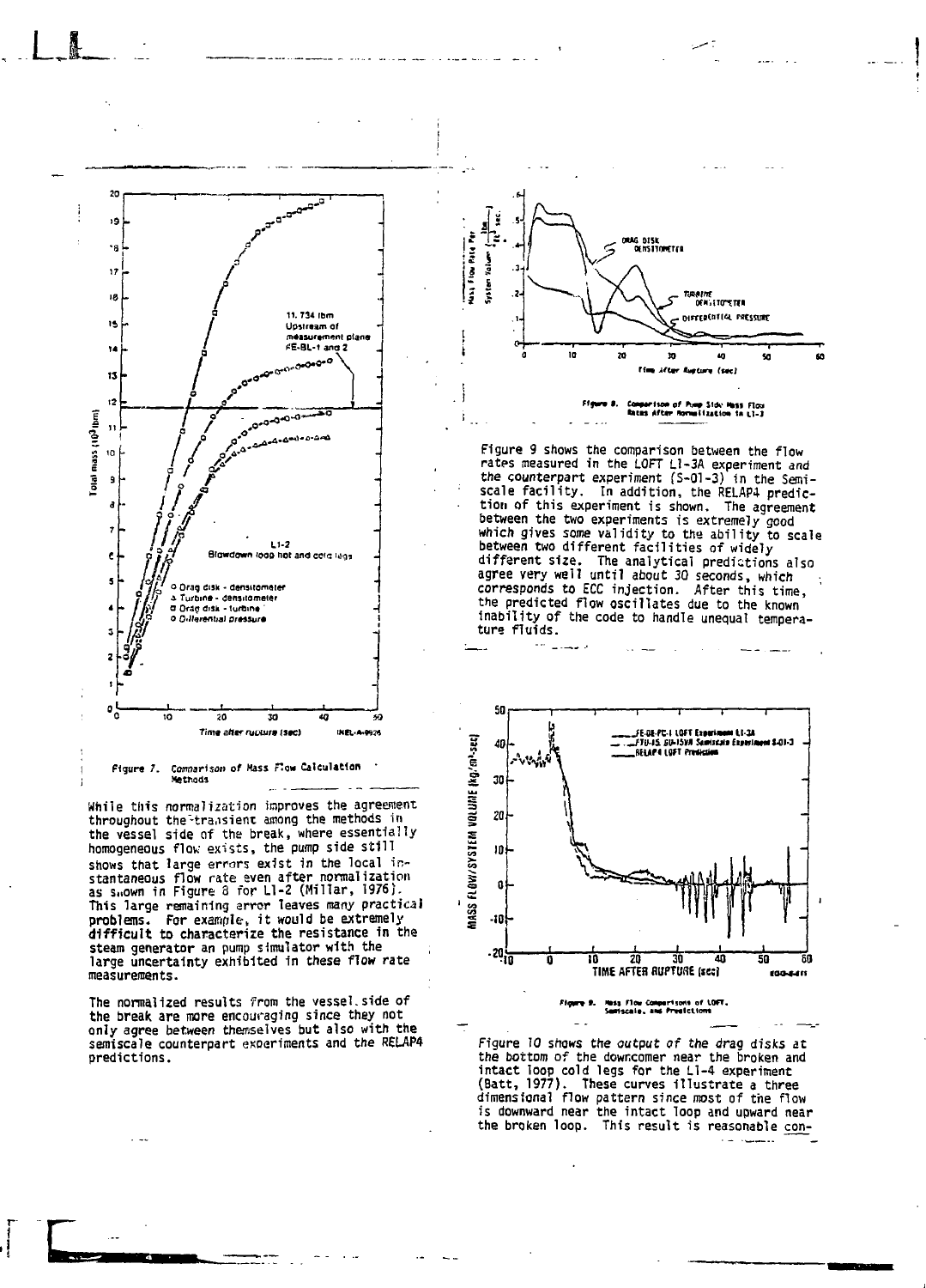Figure 7. Comparison of Mass Flow Calculation Methods

While this normalization improves the agreement throughout the transient among the methods in the vessel side of the break, where essentially homogeneous flow exists, the pump side still shows that large errors exist in the local instantaneous flow rate even after normalization as shown in Figure 8 for L1-2 (Millar, 1976). This large remaining error leaves many practical problems. For example, it would be extremely difficult to characterize the resistance in the steam generator an pump simulator with the large uncertainty exhibited in these flow rate measurements.

The normalized results from the vessel side of the break are more encouraging since they not only agree between themselves but also with the semiscale counterpart experiments and the RELAP4 predictions.

Figure 8. Comparison of Pump Side Mass Flow Rates After Normalization in L1-2

Figure 9 shows the comparison between the flow rates measured in the LOFT L1-3A experiment and the counterpart experiment (S-01-3) in the Semiscale facility. In addition, the RELAP4 prediction of this experiment is shown. The agreement between the two experiments is extremely good which gives some validity to the ability to scale between two different facilities of widely different size. The analytical predictions also agree very well until about 30 seconds, which corresponds to ECC injection. After this time, the predicted flow oscillates due to the known inability of the code to handle unequal temperature fluids.

Figure 9. Mass Flow Comparisons of LOFT, Semiscale, and Predictions

Figure 10 shows the output of the drag disks at the bottom of the downcomer near the broken and intact loop cold legs for the L1-4 experiment (Batt, 1977). These curves illustrate a three dimensional flow pattern since most of the flow is downward near the intact loop and upward near the broken loop. This result is reasonable con-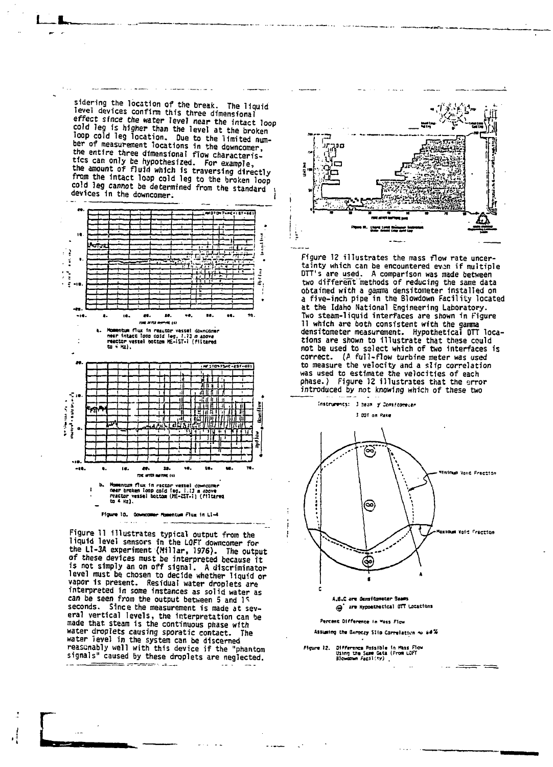sidering the location of the break. The liquid level devices confirm this three dimensional effect since the water level near the intact loop cold leg is higher than the level at the broken loop cold leg location. Due to the limited number of measurement locations in the downcomer, the entire three dimensional flow characteristics can only be hypothesized. For example, the amount of fluid which is traversing directly from the intact loop cold leg to the broken loop cold leg cannot be determined from the standard devices in the downcomer.

a. Momentum flux in reactor vessel downcomer near intact loop cold leg, 1.13 m above reactor vessel bottom ME-1ST-1 (Filtered to 4 Hz).

b. Momentum flux in reactor vessel downcomer near broken loop cold leg, 1.13 m above reactor vessel bottom (ME-2ST-1) (Filtered to 4 Hz).

Figure 10. Downcomer Momentum Flux in L1-4

Figure 11 illustrates typical output from the liquid level sensors in the LOFT downcomer for the L1-3A experiment (Millar, 1976). The output of these devices must be interpreted because it is not simply an on off signal. A discriminator level must be chosen to decide whether liquid or vapor is present. Residual water droplets are interpreted in some instances as solid water as can be seen from the output between 5 and 15 seconds. Since the measurement is made at several vertical levels, the interpretation can be made that steam is the continuous phase with water droplets causing sporatic contact. The water level in the system can be discerned reasonably well with this device if the "phantom signals" caused by these droplets are neglected.

Figure 11. Liquid Level Detector Indication Near Intact Loop Cold Leg

Figure 12 illustrates the mass flow rate uncertainty which can be encountered even if multiple DTT's are used. A comparison was made between two different methods of reducing the same data obtained with a gamma densitometer installed on a five-inch pipe in the Blowdown Facility located at the Idaho National Engineering Laboratory. Two steam-liquid interfaces are shown in Figure 11 which are both consistent with the gamma densitometer measurement. Hypothetical DTT locations are shown to illustrate that these could not be used to select which of two interfaces is correct. (A full-flow turbine meter was used to measure the velocity and a slip correlation was used to estimate the velocities of each phase.) Figure 12 illustrates that the error introduced by not knowing which of these two

Instruments: 3 beam γ Densitometer

3 DTT on Rake

Minimum Void Fraction

Maximum Void Fraction

A,B,C are Densitometer Beams

are Hypothetical DTT Locations

Percent Difference in Mass Flow

Assuming the Baroczy Slip Correlation ~ 64%

Figure 12. Difference Possible in Mass Flow Using the Same Data (From LOFT Blowdown Facility)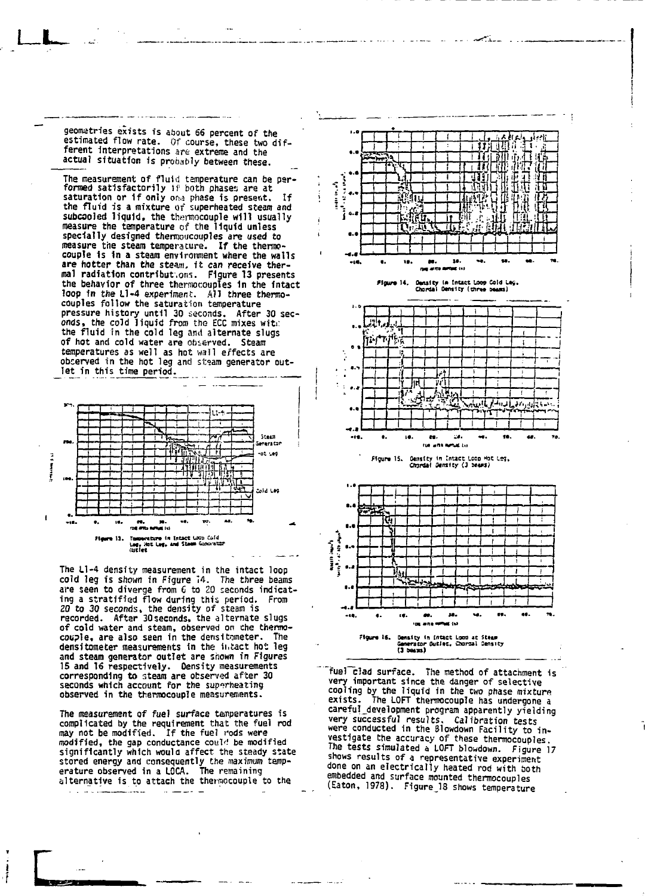geometries exists is about 66 percent of the estimated flow rate. Of course, these two different interpretations are extreme and the actual situation is probably between these.

The measurement of fluid temperature can be performed satisfactorily if both phases are at saturation or if only one phase is present. If the fluid is a mixture of superheated steam and subcooled liquid, the thermocouple will usually measure the temperature of the liquid unless specially designed thermocouples are used to measure the steam temperature. If the thermocouple is in a steam environment where the walls are hotter than the steam, it can receive thermal radiation contributions. Figure 13 presents the behavior of three thermocouples in the intact loop in the L1-4 experiment. All three thermocouples follow the saturation temperature pressure history until 30 seconds. After 30 seconds, the cold liquid from the ECC mixes with the fluid in the cold leg and alternate slugs of hot and cold water are observed. Steam temperatures as well as hot wall effects are observed in the hot leg and steam generator outlet in this time period.

Figure 13. Temperature in Intact Loop Cold Leg, Hot Leg, and Steam Generator Outlet

The L1-4 density measurement in the intact loop cold leg is shown in Figure 14. The three beams are seen to diverge from 6 to 20 seconds indicating a stratified flow during this period. From 20 to 30 seconds, the density of steam is recorded. After 30 seconds, the alternate slugs of cold water and steam, observed on the thermocouple, are also seen in the densitometer. The densitometer measurements in the intact hot leg and steam generator outlet are shown in Figures 15 and 16 respectively. Density measurements corresponding to steam are observed after 30 seconds which account for the superheating observed in the thermocouple measurements.

The measurement of fuel surface temperatures is complicated by the requirement that the fuel rod may not be modified. If the fuel rods were modified, the gap conductance could be modified significantly which would affect the steady state stored energy and consequently the maximum temperature observed in a LOCA. The remaining alternative is to attach the thermocouple to the fuel clad surface. The method of attachment is very important since the danger of selective cooling by the liquid in the two phase mixture exists. The LOFT thermocouple has undergone a careful development program apparently yielding very successful results. Calibration tests were conducted in the Blowdown Facility to investigate the accuracy of these thermocouples. The tests simulated a LOFT blowdown. Figure 17 shows results of a representative experiment done on an electrically heated rod with both embedded and surface mounted thermocouples (Eaton, 1978). Figure 18 shows temperature

Figure 14. Density in Intact Loop Cold Leg, Chordal Density (three beams)

Figure 15. Density in Intact Loop Hot Leg, Chordal Density (3 beams)

Figure 16. Density in Intact Loop at Steam Generator Outlet, Chordal Density (3 beams)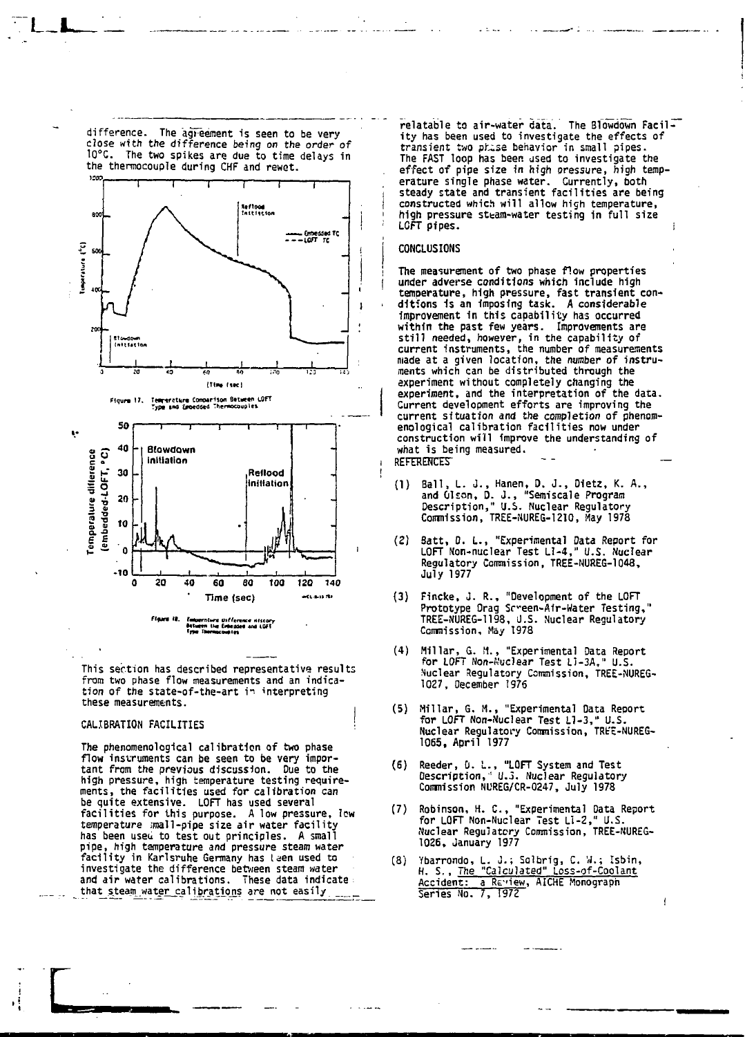difference. The agreement is seen to be very close with the difference being on the order of 10°C. The two spikes are due to time delays in the thermocouple during CHF and rewet.

1000
800
600
400
200
Temperature (°C)
Reflood Initiation
Embedded TC
LOFT TC
Blowdown Initiation
0
20
40
60
80
100
120
140
Time (sec)

Figure 17. Temperature Comparison Between LOFT Type and Embedded Thermocouples

50
40
30
20
10
0
-10
Temperature difference (embedded-LOFT, °C)
Blowdown initiation
Reflood initiation
0
20
40
60
80
100
120
140
Time (sec)

Figure 18. Temperature Difference History Between the Embedded and LOFT Type Thermocouples

This section has described representative results from two phase flow measurements and an indication of the state-of-the-art in interpreting these measurements.

## CALIBRATION FACILITIES

The phenomenological calibration of two phase flow instruments can be seen to be very important from the previous discussion. Due to the high pressure, high temperature testing requirements, the facilities used for calibration can be quite extensive. LOFT has used several facilities for this purpose. A low pressure, low temperature small-pipe size air water facility has been used to test out principles. A small pipe, high temperature and pressure steam water facility in Karlsruhe Germany has been used to investigate the difference between steam water and air water calibrations. These data indicate that steam water calibrations are not easily relatable to air-water data. The Blowdown Facility has been used to investigate the effects of transient two phase behavior in small pipes. The FAST loop has been used to investigate the effect of pipe size in high pressure, high temperature single phase water. Currently, both steady state and transient facilities are being constructed which will allow high temperature, high pressure steam-water testing in full size LOFT pipes.

## CONCLUSIONS

The measurement of two phase flow properties under adverse conditions which include high temperature, high pressure, fast transient conditions is an imposing task. A considerable improvement in this capability has occurred within the past few years. Improvements are still needed, however, in the capability of current instruments, the number of measurements made at a given location, the number of instruments which can be distributed through the experiment without completely changing the experiment, and the interpretation of the data. Current development efforts are improving the current situation and the completion of phenomenological calibration facilities now under construction will improve the understanding of what is being measured.

## REFERENCES

(1) Ball, L. J., Hanen, D. J., Dietz, K. A., and Olson, D. J., "Semiscale Program Description," U.S. Nuclear Regulatory Commission, TREE-NUREG-1210, May 1978

(2) Batt, D. L., "Experimental Data Report for LOFT Non-nuclear Test L1-4," U.S. Nuclear Regulatory Commission, TREE-NUREG-1048, July 1977

(3) Fincke, J. R., "Development of the LOFT Prototype Drag Screen-Air-Water Testing," TREE-NUREG-1198, U.S. Nuclear Regulatory Commission, May 1978

(4) Millar, G. M., "Experimental Data Report for LOFT Non-Nuclear Test L1-3A," U.S. Nuclear Regulatory Commission, TREE-NUREG-1027, December 1976

(5) Millar, G. M., "Experimental Data Report for LOFT Non-Nuclear Test L1-3," U.S. Nuclear Regulatory Commission, TREE-NUREG-1065, April 1977

(6) Reeder, D. L., "LOFT System and Test Description," U.S. Nuclear Regulatory Commission NUREG/CR-0247, July 1978

(7) Robinson, H. C., "Experimental Data Report for LOFT Non-Nuclear Test L1-2," U.S. Nuclear Regulatory Commission, TREE-NUREG-1026, January 1977

(8) Ybarrondo, L. J.; Solbrig, C. W.; Isbin, H. S., The "Calculated" Loss-of-Coolant Accident: a Review, AIChE Monograph Series No. 7, 1972